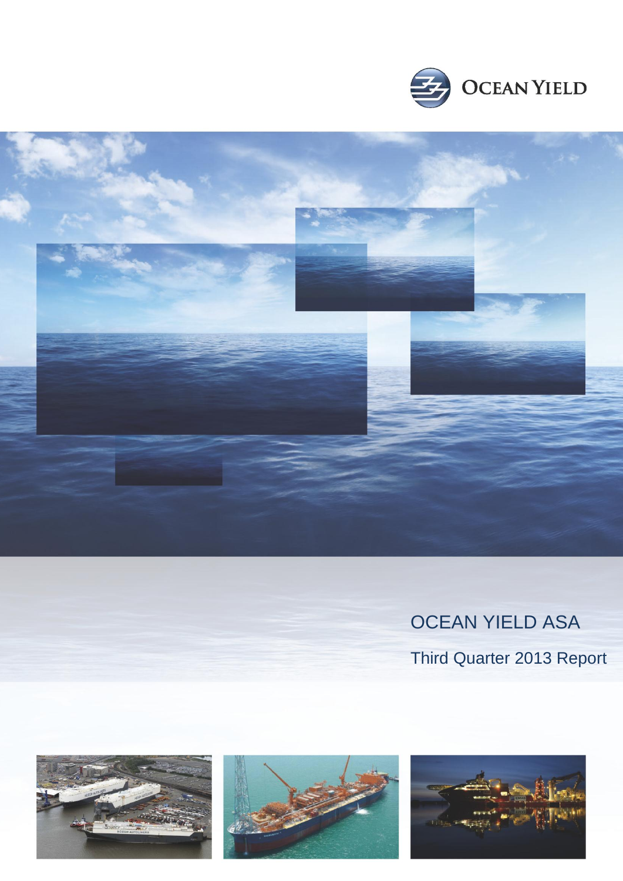OCEAN YIELD

# OCEAN YIELD ASA

## Third Quarter 2013 Report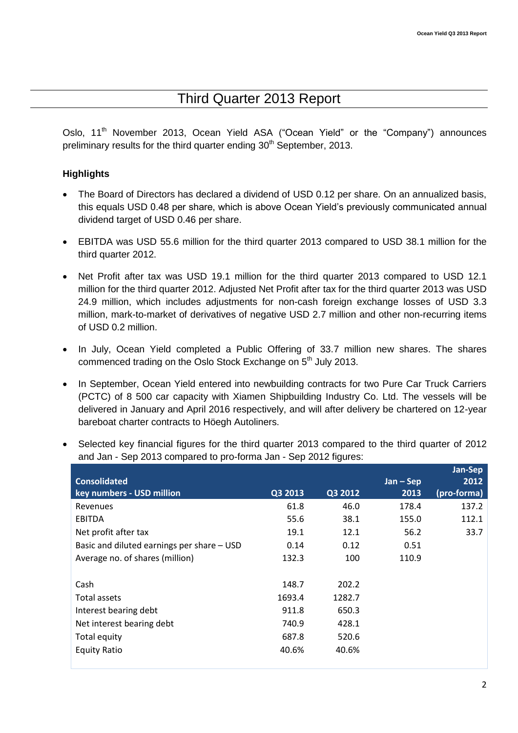# Third Quarter 2013 Report

Oslo, 11[th] November 2013, Ocean Yield ASA ("Ocean Yield" or the "Company") announces preliminary results for the third quarter ending 30[th] September, 2013.

### Highlights

- The Board of Directors has declared a dividend of USD 0.12 per share. On an annualized basis, this equals USD 0.48 per share, which is above Ocean Yield's previously communicated annual dividend target of USD 0.46 per share.
- EBITDA was USD 55.6 million for the third quarter 2013 compared to USD 38.1 million for the third quarter 2012.
- Net Profit after tax was USD 19.1 million for the third quarter 2013 compared to USD 12.1 million for the third quarter 2012. Adjusted Net Profit after tax for the third quarter 2013 was USD 24.9 million, which includes adjustments for non-cash foreign exchange losses of USD 3.3 million, mark-to-market of derivatives of negative USD 2.7 million and other non-recurring items of USD 0.2 million.
- In July, Ocean Yield completed a Public Offering of 33.7 million new shares. The shares commenced trading on the Oslo Stock Exchange on 5[th] July 2013.
- In September, Ocean Yield entered into newbuilding contracts for two Pure Car Truck Carriers (PCTC) of 8 500 car capacity with Xiamen Shipbuilding Industry Co. Ltd. The vessels will be delivered in January and April 2016 respectively, and will after delivery be chartered on 12-year bareboat charter contracts to Höegh Autoliners.
- Selected key financial figures for the third quarter 2013 compared to the third quarter of 2012 and Jan - Sep 2013 compared to pro-forma Jan - Sep 2012 figures:

| Consolidated key numbers - USD million | Q3 2013 | Q3 2012 | Jan – Sep 2013 | Jan-Sep 2012 (pro-forma) |
|---|---|---|---|---|
| Revenues | 61.8 | 46.0 | 178.4 | 137.2 |
| EBITDA | 55.6 | 38.1 | 155.0 | 112.1 |
| Net profit after tax | 19.1 | 12.1 | 56.2 | 33.7 |
| Basic and diluted earnings per share – USD | 0.14 | 0.12 | 0.51 | |
| Average no. of shares (million) | 132.3 | 100 | 110.9 | |
| | | | | |
| Cash | 148.7 | 202.2 | | |
| Total assets | 1693.4 | 1282.7 | | |
| Interest bearing debt | 911.8 | 650.3 | | |
| Net interest bearing debt | 740.9 | 428.1 | | |
| Total equity | 687.8 | 520.6 | | |
| Equity Ratio | 40.6% | 40.6% | | |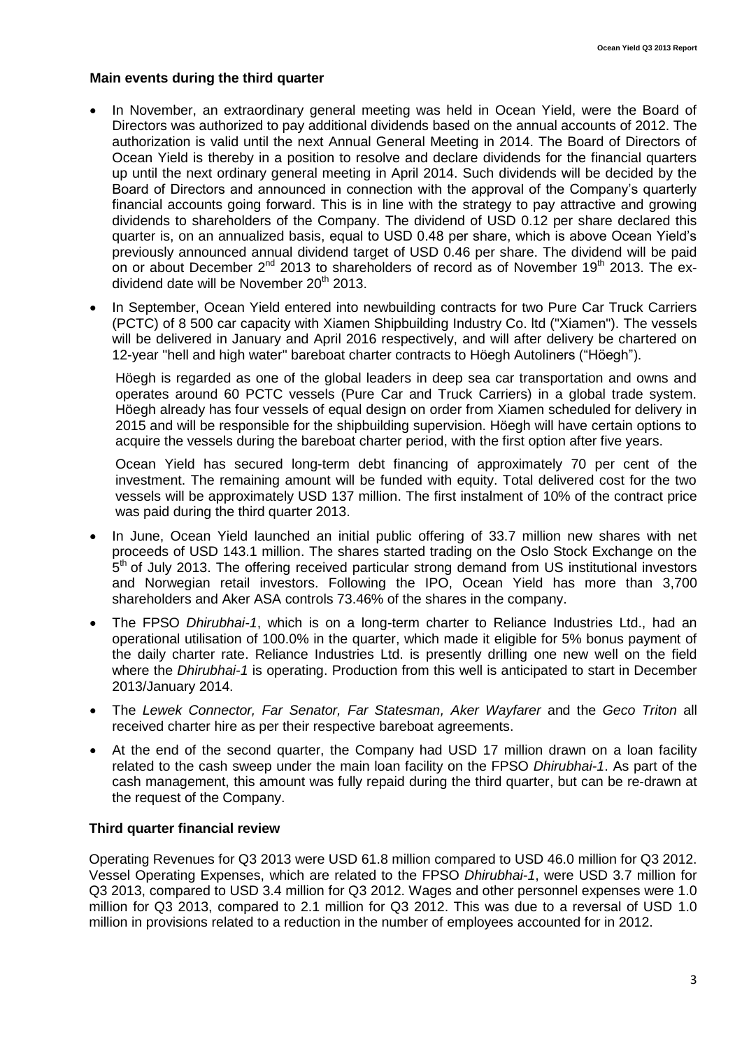## Main events during the third quarter

- In November, an extraordinary general meeting was held in Ocean Yield, were the Board of Directors was authorized to pay additional dividends based on the annual accounts of 2012. The authorization is valid until the next Annual General Meeting in 2014. The Board of Directors of Ocean Yield is thereby in a position to resolve and declare dividends for the financial quarters up until the next ordinary general meeting in April 2014. Such dividends will be decided by the Board of Directors and announced in connection with the approval of the Company's quarterly financial accounts going forward. This is in line with the strategy to pay attractive and growing dividends to shareholders of the Company. The dividend of USD 0.12 per share declared this quarter is, on an annualized basis, equal to USD 0.48 per share, which is above Ocean Yield's previously announced annual dividend target of USD 0.46 per share. The dividend will be paid on or about December 2nd 2013 to shareholders of record as of November 19th 2013. The ex-dividend date will be November 20th 2013.
- In September, Ocean Yield entered into newbuilding contracts for two Pure Car Truck Carriers (PCTC) of 8 500 car capacity with Xiamen Shipbuilding Industry Co. ltd ("Xiamen"). The vessels will be delivered in January and April 2016 respectively, and will after delivery be chartered on 12-year "hell and high water" bareboat charter contracts to Höegh Autoliners ("Höegh").

  Höegh is regarded as one of the global leaders in deep sea car transportation and owns and operates around 60 PCTC vessels (Pure Car and Truck Carriers) in a global trade system. Höegh already has four vessels of equal design on order from Xiamen scheduled for delivery in 2015 and will be responsible for the shipbuilding supervision. Höegh will have certain options to acquire the vessels during the bareboat charter period, with the first option after five years.

  Ocean Yield has secured long-term debt financing of approximately 70 per cent of the investment. The remaining amount will be funded with equity. Total delivered cost for the two vessels will be approximately USD 137 million. The first instalment of 10% of the contract price was paid during the third quarter 2013.
- In June, Ocean Yield launched an initial public offering of 33.7 million new shares with net proceeds of USD 143.1 million. The shares started trading on the Oslo Stock Exchange on the 5th of July 2013. The offering received particular strong demand from US institutional investors and Norwegian retail investors. Following the IPO, Ocean Yield has more than 3,700 shareholders and Aker ASA controls 73.46% of the shares in the company.
- The FPSO *Dhirubhai-1*, which is on a long-term charter to Reliance Industries Ltd., had an operational utilisation of 100.0% in the quarter, which made it eligible for 5% bonus payment of the daily charter rate. Reliance Industries Ltd. is presently drilling one new well on the field where the *Dhirubhai-1* is operating. Production from this well is anticipated to start in December 2013/January 2014.
- The *Lewek Connector, Far Senator, Far Statesman, Aker Wayfarer* and the *Geco Triton* all received charter hire as per their respective bareboat agreements.
- At the end of the second quarter, the Company had USD 17 million drawn on a loan facility related to the cash sweep under the main loan facility on the FPSO *Dhirubhai-1*. As part of the cash management, this amount was fully repaid during the third quarter, but can be re-drawn at the request of the Company.

## Third quarter financial review

Operating Revenues for Q3 2013 were USD 61.8 million compared to USD 46.0 million for Q3 2012. Vessel Operating Expenses, which are related to the FPSO *Dhirubhai-1*, were USD 3.7 million for Q3 2013, compared to USD 3.4 million for Q3 2012. Wages and other personnel expenses were 1.0 million for Q3 2013, compared to 2.1 million for Q3 2012. This was due to a reversal of USD 1.0 million in provisions related to a reduction in the number of employees accounted for in 2012.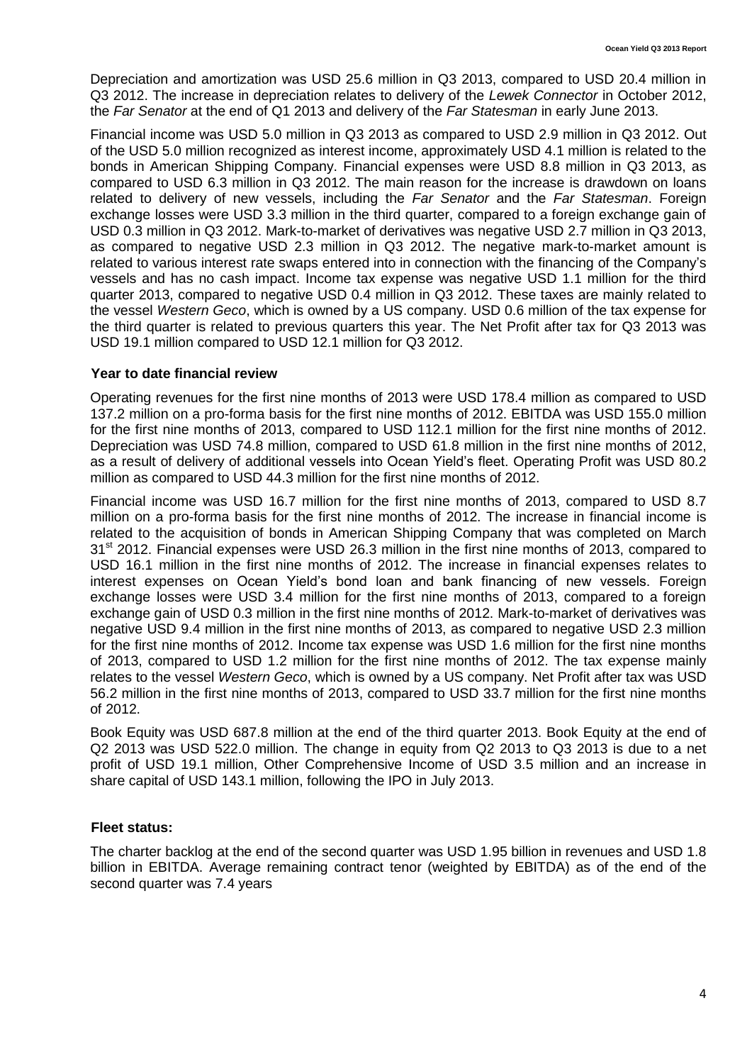Depreciation and amortization was USD 25.6 million in Q3 2013, compared to USD 20.4 million in Q3 2012. The increase in depreciation relates to delivery of the *Lewek Connector* in October 2012, the *Far Senator* at the end of Q1 2013 and delivery of the *Far Statesman* in early June 2013.

Financial income was USD 5.0 million in Q3 2013 as compared to USD 2.9 million in Q3 2012. Out of the USD 5.0 million recognized as interest income, approximately USD 4.1 million is related to the bonds in American Shipping Company. Financial expenses were USD 8.8 million in Q3 2013, as compared to USD 6.3 million in Q3 2012. The main reason for the increase is drawdown on loans related to delivery of new vessels, including the *Far Senator* and the *Far Statesman*. Foreign exchange losses were USD 3.3 million in the third quarter, compared to a foreign exchange gain of USD 0.3 million in Q3 2012. Mark-to-market of derivatives was negative USD 2.7 million in Q3 2013, as compared to negative USD 2.3 million in Q3 2012. The negative mark-to-market amount is related to various interest rate swaps entered into in connection with the financing of the Company's vessels and has no cash impact. Income tax expense was negative USD 1.1 million for the third quarter 2013, compared to negative USD 0.4 million in Q3 2012. These taxes are mainly related to the vessel *Western Geco*, which is owned by a US company. USD 0.6 million of the tax expense for the third quarter is related to previous quarters this year. The Net Profit after tax for Q3 2013 was USD 19.1 million compared to USD 12.1 million for Q3 2012.

### Year to date financial review

Operating revenues for the first nine months of 2013 were USD 178.4 million as compared to USD 137.2 million on a pro-forma basis for the first nine months of 2012. EBITDA was USD 155.0 million for the first nine months of 2013, compared to USD 112.1 million for the first nine months of 2012. Depreciation was USD 74.8 million, compared to USD 61.8 million in the first nine months of 2012, as a result of delivery of additional vessels into Ocean Yield's fleet. Operating Profit was USD 80.2 million as compared to USD 44.3 million for the first nine months of 2012.

Financial income was USD 16.7 million for the first nine months of 2013, compared to USD 8.7 million on a pro-forma basis for the first nine months of 2012. The increase in financial income is related to the acquisition of bonds in American Shipping Company that was completed on March 31st 2012. Financial expenses were USD 26.3 million in the first nine months of 2013, compared to USD 16.1 million in the first nine months of 2012. The increase in financial expenses relates to interest expenses on Ocean Yield's bond loan and bank financing of new vessels. Foreign exchange losses were USD 3.4 million for the first nine months of 2013, compared to a foreign exchange gain of USD 0.3 million in the first nine months of 2012. Mark-to-market of derivatives was negative USD 9.4 million in the first nine months of 2013, as compared to negative USD 2.3 million for the first nine months of 2012. Income tax expense was USD 1.6 million for the first nine months of 2013, compared to USD 1.2 million for the first nine months of 2012. The tax expense mainly relates to the vessel *Western Geco*, which is owned by a US company. Net Profit after tax was USD 56.2 million in the first nine months of 2013, compared to USD 33.7 million for the first nine months of 2012.

Book Equity was USD 687.8 million at the end of the third quarter 2013. Book Equity at the end of Q2 2013 was USD 522.0 million. The change in equity from Q2 2013 to Q3 2013 is due to a net profit of USD 19.1 million, Other Comprehensive Income of USD 3.5 million and an increase in share capital of USD 143.1 million, following the IPO in July 2013.

### Fleet status:

The charter backlog at the end of the second quarter was USD 1.95 billion in revenues and USD 1.8 billion in EBITDA. Average remaining contract tenor (weighted by EBITDA) as of the end of the second quarter was 7.4 years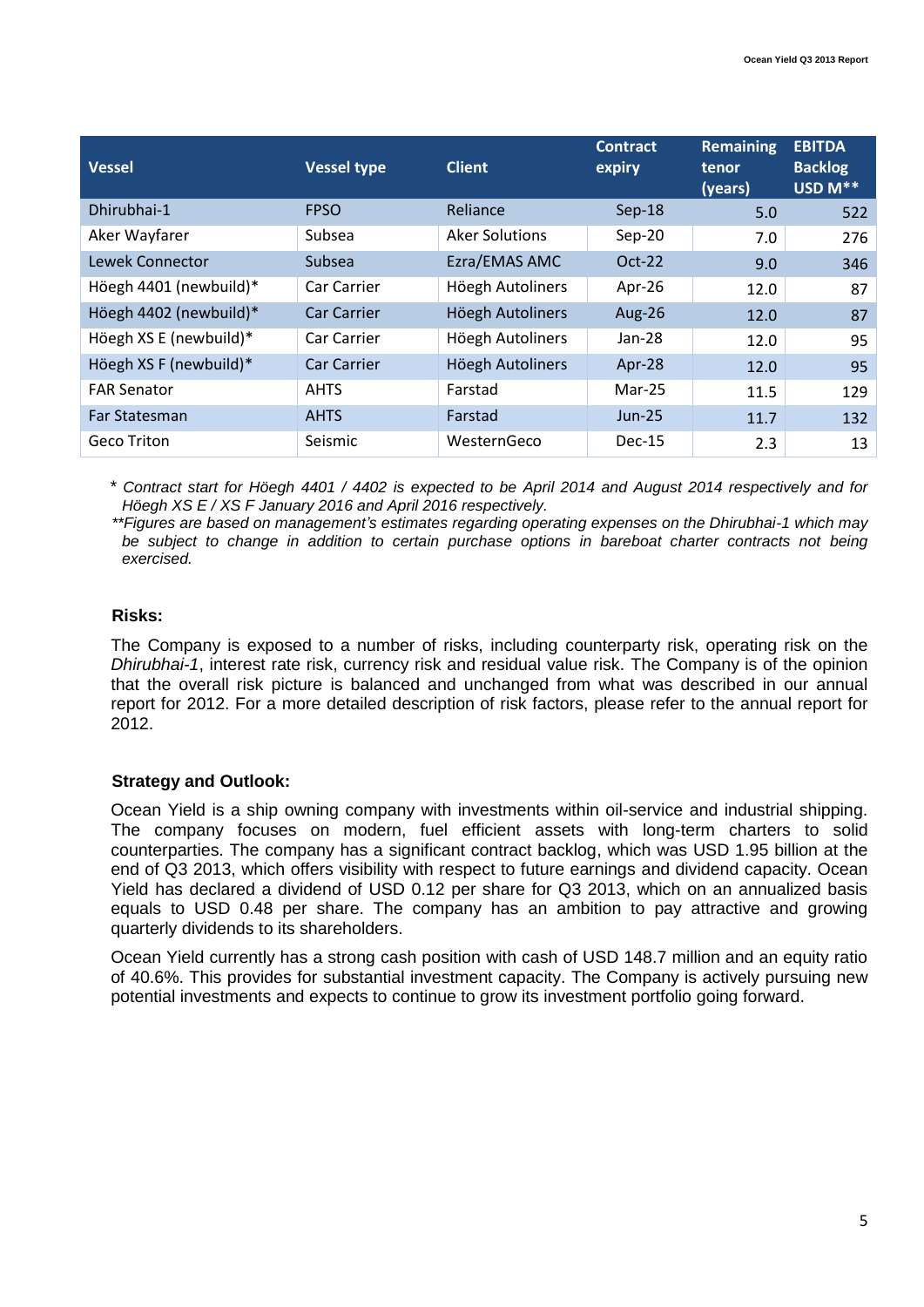| Vessel | Vessel type | Client | Contract expiry | Remaining tenor (years) | EBITDA Backlog USD M** |
|---|---|---|---|---|---|
| Dhirubhai-1 | FPSO | Reliance | Sep-18 | 5.0 | 522 |
| Aker Wayfarer | Subsea | Aker Solutions | Sep-20 | 7.0 | 276 |
| Lewek Connector | Subsea | Ezra/EMAS AMC | Oct-22 | 9.0 | 346 |
| Höegh 4401 (newbuild)* | Car Carrier | Höegh Autoliners | Apr-26 | 12.0 | 87 |
| Höegh 4402 (newbuild)* | Car Carrier | Höegh Autoliners | Aug-26 | 12.0 | 87 |
| Höegh XS E (newbuild)* | Car Carrier | Höegh Autoliners | Jan-28 | 12.0 | 95 |
| Höegh XS F (newbuild)* | Car Carrier | Höegh Autoliners | Apr-28 | 12.0 | 95 |
| FAR Senator | AHTS | Farstad | Mar-25 | 11.5 | 129 |
| Far Statesman | AHTS | Farstad | Jun-25 | 11.7 | 132 |
| Geco Triton | Seismic | WesternGeco | Dec-15 | 2.3 | 13 |

\* *Contract start for Höegh 4401 / 4402 is expected to be April 2014 and August 2014 respectively and for Höegh XS E / XS F January 2016 and April 2016 respectively.*

*\*\*Figures are based on management's estimates regarding operating expenses on the Dhirubhai-1 which may be subject to change in addition to certain purchase options in bareboat charter contracts not being exercised.*

**Risks:**

The Company is exposed to a number of risks, including counterparty risk, operating risk on the *Dhirubhai-1*, interest rate risk, currency risk and residual value risk. The Company is of the opinion that the overall risk picture is balanced and unchanged from what was described in our annual report for 2012. For a more detailed description of risk factors, please refer to the annual report for 2012.

**Strategy and Outlook:**

Ocean Yield is a ship owning company with investments within oil-service and industrial shipping. The company focuses on modern, fuel efficient assets with long-term charters to solid counterparties. The company has a significant contract backlog, which was USD 1.95 billion at the end of Q3 2013, which offers visibility with respect to future earnings and dividend capacity. Ocean Yield has declared a dividend of USD 0.12 per share for Q3 2013, which on an annualized basis equals to USD 0.48 per share. The company has an ambition to pay attractive and growing quarterly dividends to its shareholders.

Ocean Yield currently has a strong cash position with cash of USD 148.7 million and an equity ratio of 40.6%. This provides for substantial investment capacity. The Company is actively pursuing new potential investments and expects to continue to grow its investment portfolio going forward.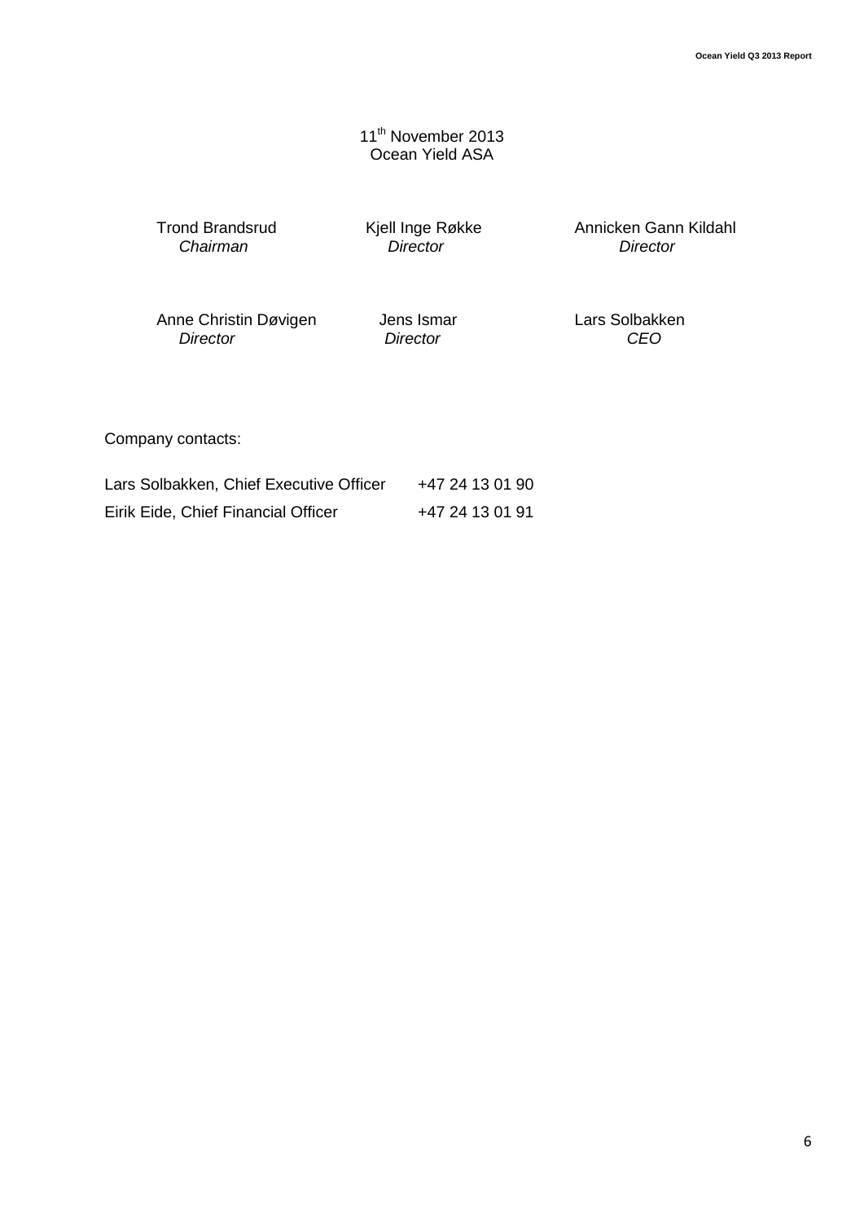11th November 2013
Ocean Yield ASA

| Trond Brandsrud | Kjell Inge Røkke | Annicken Gann Kildahl |
|---|---|---|
| *Chairman* | *Director* | *Director* |
| Anne Christin Døvigen | Jens Ismar | Lars Solbakken |
| *Director* | *Director* | *CEO* |

Company contacts:

| | |
|---|---|
| Lars Solbakken, Chief Executive Officer | +47 24 13 01 90 |
| Eirik Eide, Chief Financial Officer | +47 24 13 01 91 |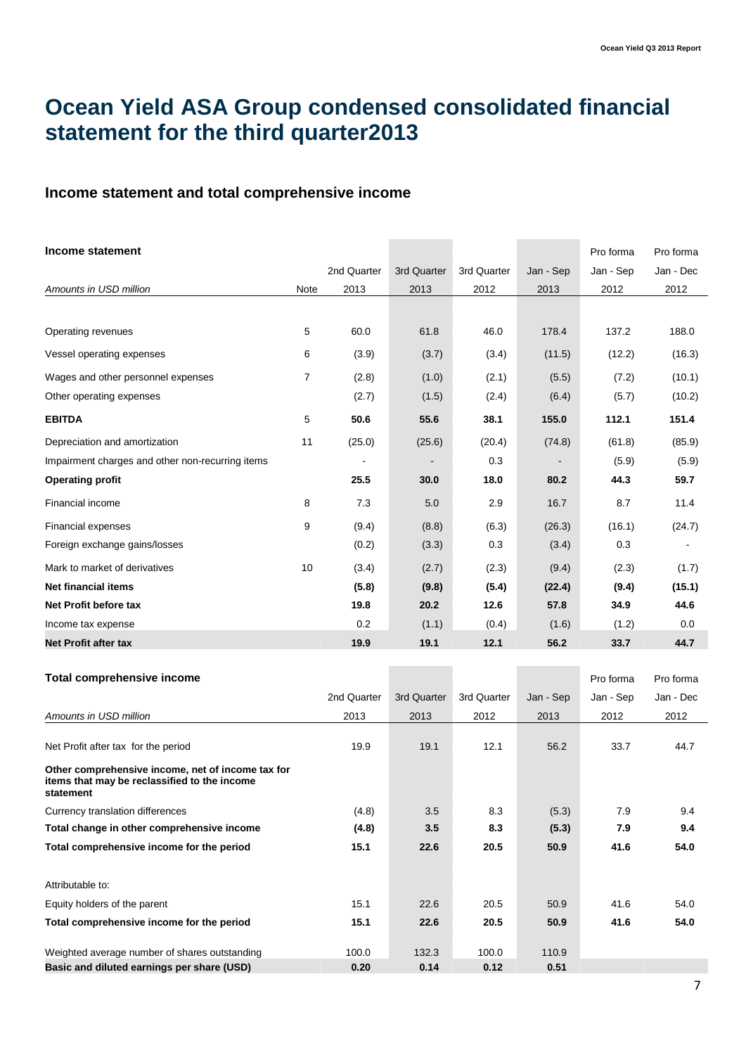# Ocean Yield ASA Group condensed consolidated financial statement for the third quarter2013

## Income statement and total comprehensive income

| **Income statement** | | | | | | Pro forma | Pro forma |
|---|---|---|---|---|---|---|---|
| | | 2nd Quarter | 3rd Quarter | 3rd Quarter | Jan - Sep | Jan - Sep | Jan - Dec |
| *Amounts in USD million* | Note | 2013 | 2013 | 2012 | 2013 | 2012 | 2012 |
| Operating revenues | 5 | 60.0 | 61.8 | 46.0 | 178.4 | 137.2 | 188.0 |
| Vessel operating expenses | 6 | (3.9) | (3.7) | (3.4) | (11.5) | (12.2) | (16.3) |
| Wages and other personnel expenses | 7 | (2.8) | (1.0) | (2.1) | (5.5) | (7.2) | (10.1) |
| Other operating expenses | | (2.7) | (1.5) | (2.4) | (6.4) | (5.7) | (10.2) |
| **EBITDA** | 5 | **50.6** | **55.6** | **38.1** | **155.0** | **112.1** | **151.4** |
| Depreciation and amortization | 11 | (25.0) | (25.6) | (20.4) | (74.8) | (61.8) | (85.9) |
| Impairment charges and other non-recurring items | | - | - | 0.3 | - | (5.9) | (5.9) |
| **Operating profit** | | **25.5** | **30.0** | **18.0** | **80.2** | **44.3** | **59.7** |
| Financial income | 8 | 7.3 | 5.0 | 2.9 | 16.7 | 8.7 | 11.4 |
| Financial expenses | 9 | (9.4) | (8.8) | (6.3) | (26.3) | (16.1) | (24.7) |
| Foreign exchange gains/losses | | (0.2) | (3.3) | 0.3 | (3.4) | 0.3 | - |
| Mark to market of derivatives | 10 | (3.4) | (2.7) | (2.3) | (9.4) | (2.3) | (1.7) |
| **Net financial items** | | **(5.8)** | **(9.8)** | **(5.4)** | **(22.4)** | **(9.4)** | **(15.1)** |
| **Net Profit before tax** | | **19.8** | **20.2** | **12.6** | **57.8** | **34.9** | **44.6** |
| Income tax expense | | 0.2 | (1.1) | (0.4) | (1.6) | (1.2) | 0.0 |
| **Net Profit after tax** | | **19.9** | **19.1** | **12.1** | **56.2** | **33.7** | **44.7** |

| **Total comprehensive income** | | | | | Pro forma | Pro forma |
|---|---|---|---|---|---|---|
| | 2nd Quarter | 3rd Quarter | 3rd Quarter | Jan - Sep | Jan - Sep | Jan - Dec |
| *Amounts in USD million* | 2013 | 2013 | 2012 | 2013 | 2012 | 2012 |
| Net Profit after tax for the period | 19.9 | 19.1 | 12.1 | 56.2 | 33.7 | 44.7 |
| **Other comprehensive income, net of income tax for items that may be reclassified to the income statement** | | | | | | |
| Currency translation differences | (4.8) | 3.5 | 8.3 | (5.3) | 7.9 | 9.4 |
| **Total change in other comprehensive income** | **(4.8)** | **3.5** | **8.3** | **(5.3)** | **7.9** | **9.4** |
| **Total comprehensive income for the period** | **15.1** | **22.6** | **20.5** | **50.9** | **41.6** | **54.0** |
| Attributable to: | | | | | | |
| Equity holders of the parent | 15.1 | 22.6 | 20.5 | 50.9 | 41.6 | 54.0 |
| **Total comprehensive income for the period** | **15.1** | **22.6** | **20.5** | **50.9** | **41.6** | **54.0** |
| Weighted average number of shares outstanding | 100.0 | 132.3 | 100.0 | 110.9 | | |
| **Basic and diluted earnings per share (USD)** | **0.20** | **0.14** | **0.12** | **0.51** | | |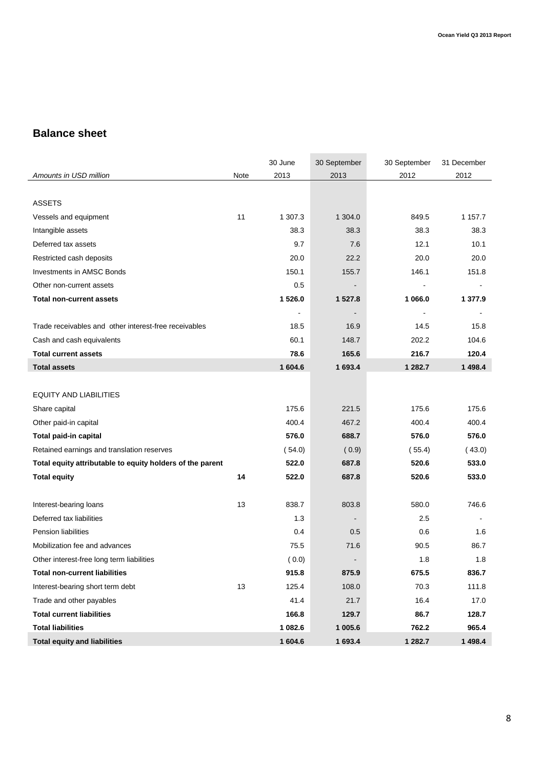## Balance sheet

| *Amounts in USD million* | Note | 30 June 2013 | 30 September 2013 | 30 September 2012 | 31 December 2012 |
|---|---|---|---|---|---|
| | | | | | |
| ASSETS | | | | | |
| Vessels and equipment | 11 | 1 307.3 | 1 304.0 | 849.5 | 1 157.7 |
| Intangible assets | | 38.3 | 38.3 | 38.3 | 38.3 |
| Deferred tax assets | | 9.7 | 7.6 | 12.1 | 10.1 |
| Restricted cash deposits | | 20.0 | 22.2 | 20.0 | 20.0 |
| Investments in AMSC Bonds | | 150.1 | 155.7 | 146.1 | 151.8 |
| Other non-current assets | | 0.5 | - | - | - |
| **Total non-current assets** | | **1 526.0** | **1 527.8** | **1 066.0** | **1 377.9** |
| | | - | - | - | - |
| Trade receivables and other interest-free receivables | | 18.5 | 16.9 | 14.5 | 15.8 |
| Cash and cash equivalents | | 60.1 | 148.7 | 202.2 | 104.6 |
| **Total current assets** | | **78.6** | **165.6** | **216.7** | **120.4** |
| **Total assets** | | **1 604.6** | **1 693.4** | **1 282.7** | **1 498.4** |
| | | | | | |
| EQUITY AND LIABILITIES | | | | | |
| Share capital | | 175.6 | 221.5 | 175.6 | 175.6 |
| Other paid-in capital | | 400.4 | 467.2 | 400.4 | 400.4 |
| **Total paid-in capital** | | **576.0** | **688.7** | **576.0** | **576.0** |
| Retained earnings and translation reserves | | ( 54.0) | ( 0.9) | ( 55.4) | ( 43.0) |
| **Total equity attributable to equity holders of the parent** | | **522.0** | **687.8** | **520.6** | **533.0** |
| **Total equity** | **14** | **522.0** | **687.8** | **520.6** | **533.0** |
| | | | | | |
| Interest-bearing loans | 13 | 838.7 | 803.8 | 580.0 | 746.6 |
| Deferred tax liabilities | | 1.3 | - | 2.5 | - |
| Pension liabilities | | 0.4 | 0.5 | 0.6 | 1.6 |
| Mobilization fee and advances | | 75.5 | 71.6 | 90.5 | 86.7 |
| Other interest-free long term liabilities | | ( 0.0) | - | 1.8 | 1.8 |
| **Total non-current liabilities** | | **915.8** | **875.9** | **675.5** | **836.7** |
| Interest-bearing short term debt | 13 | 125.4 | 108.0 | 70.3 | 111.8 |
| Trade and other payables | | 41.4 | 21.7 | 16.4 | 17.0 |
| **Total current liabilities** | | **166.8** | **129.7** | **86.7** | **128.7** |
| **Total liabilities** | | **1 082.6** | **1 005.6** | **762.2** | **965.4** |
| **Total equity and liabilities** | | **1 604.6** | **1 693.4** | **1 282.7** | **1 498.4** |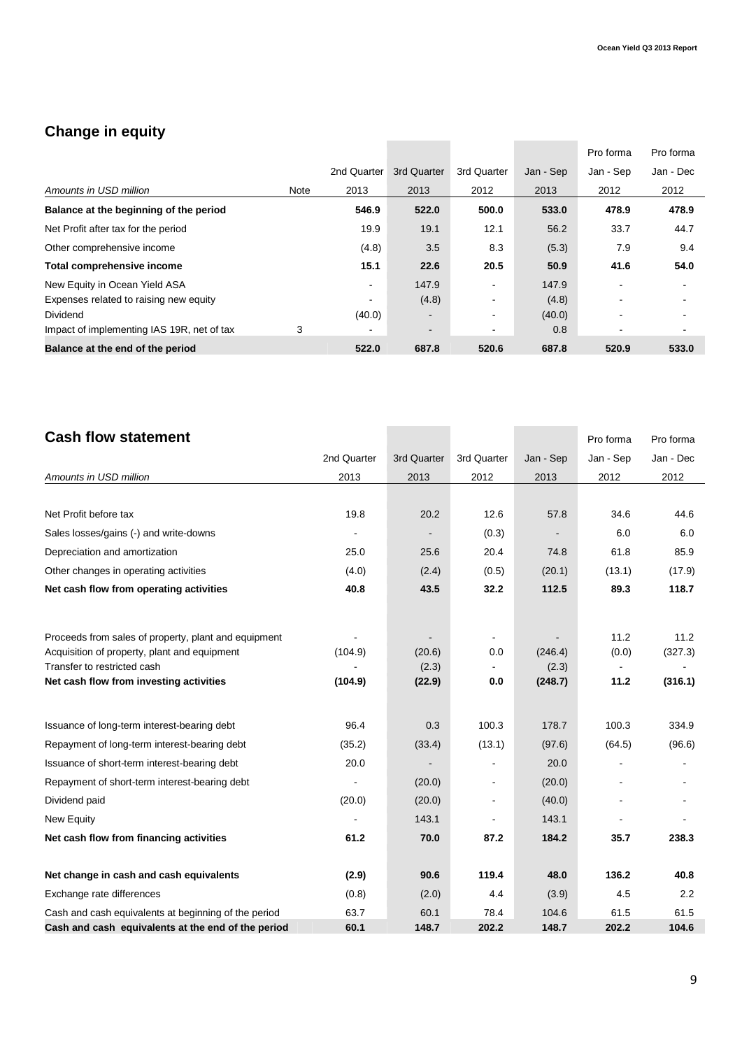## Change in equity

| Amounts in USD million | Note | 2nd Quarter 2013 | 3rd Quarter 2013 | 3rd Quarter 2012 | Jan - Sep 2013 | Pro forma Jan - Sep 2012 | Pro forma Jan - Dec 2012 |
|---|---|---|---|---|---|---|---|
| **Balance at the beginning of the period** | | **546.9** | **522.0** | **500.0** | **533.0** | **478.9** | **478.9** |
| Net Profit after tax for the period | | 19.9 | 19.1 | 12.1 | 56.2 | 33.7 | 44.7 |
| Other comprehensive income | | (4.8) | 3.5 | 8.3 | (5.3) | 7.9 | 9.4 |
| **Total comprehensive income** | | **15.1** | **22.6** | **20.5** | **50.9** | **41.6** | **54.0** |
| New Equity in Ocean Yield ASA | | - | 147.9 | - | 147.9 | - | - |
| Expenses related to raising new equity | | - | (4.8) | - | (4.8) | - | - |
| Dividend | | (40.0) | - | - | (40.0) | - | - |
| Impact of implementing IAS 19R, net of tax | 3 | - | - | - | 0.8 | - | - |
| **Balance at the end of the period** | | **522.0** | **687.8** | **520.6** | **687.8** | **520.9** | **533.0** |

## Cash flow statement

| Amounts in USD million | 2nd Quarter 2013 | 3rd Quarter 2013 | 3rd Quarter 2012 | Jan - Sep 2013 | Pro forma Jan - Sep 2012 | Pro forma Jan - Dec 2012 |
|---|---|---|---|---|---|---|
| Net Profit before tax | 19.8 | 20.2 | 12.6 | 57.8 | 34.6 | 44.6 |
| Sales losses/gains (-) and write-downs | - | - | (0.3) | - | 6.0 | 6.0 |
| Depreciation and amortization | 25.0 | 25.6 | 20.4 | 74.8 | 61.8 | 85.9 |
| Other changes in operating activities | (4.0) | (2.4) | (0.5) | (20.1) | (13.1) | (17.9) |
| **Net cash flow from operating activities** | **40.8** | **43.5** | **32.2** | **112.5** | **89.3** | **118.7** |
| Proceeds from sales of property, plant and equipment | - | - | - | - | 11.2 | 11.2 |
| Acquisition of property, plant and equipment | (104.9) | (20.6) | 0.0 | (246.4) | (0.0) | (327.3) |
| Transfer to restricted cash | - | (2.3) | - | (2.3) | - | - |
| **Net cash flow from investing activities** | **(104.9)** | **(22.9)** | **0.0** | **(248.7)** | **11.2** | **(316.1)** |
| Issuance of long-term interest-bearing debt | 96.4 | 0.3 | 100.3 | 178.7 | 100.3 | 334.9 |
| Repayment of long-term interest-bearing debt | (35.2) | (33.4) | (13.1) | (97.6) | (64.5) | (96.6) |
| Issuance of short-term interest-bearing debt | 20.0 | - | - | 20.0 | - | - |
| Repayment of short-term interest-bearing debt | - | (20.0) | - | (20.0) | - | - |
| Dividend paid | (20.0) | (20.0) | - | (40.0) | - | - |
| New Equity | - | 143.1 | - | 143.1 | - | - |
| **Net cash flow from financing activities** | **61.2** | **70.0** | **87.2** | **184.2** | **35.7** | **238.3** |
| **Net change in cash and cash equivalents** | **(2.9)** | **90.6** | **119.4** | **48.0** | **136.2** | **40.8** |
| Exchange rate differences | (0.8) | (2.0) | 4.4 | (3.9) | 4.5 | 2.2 |
| Cash and cash equivalents at beginning of the period | 63.7 | 60.1 | 78.4 | 104.6 | 61.5 | 61.5 |
| **Cash and cash equivalents at the end of the period** | **60.1** | **148.7** | **202.2** | **148.7** | **202.2** | **104.6** |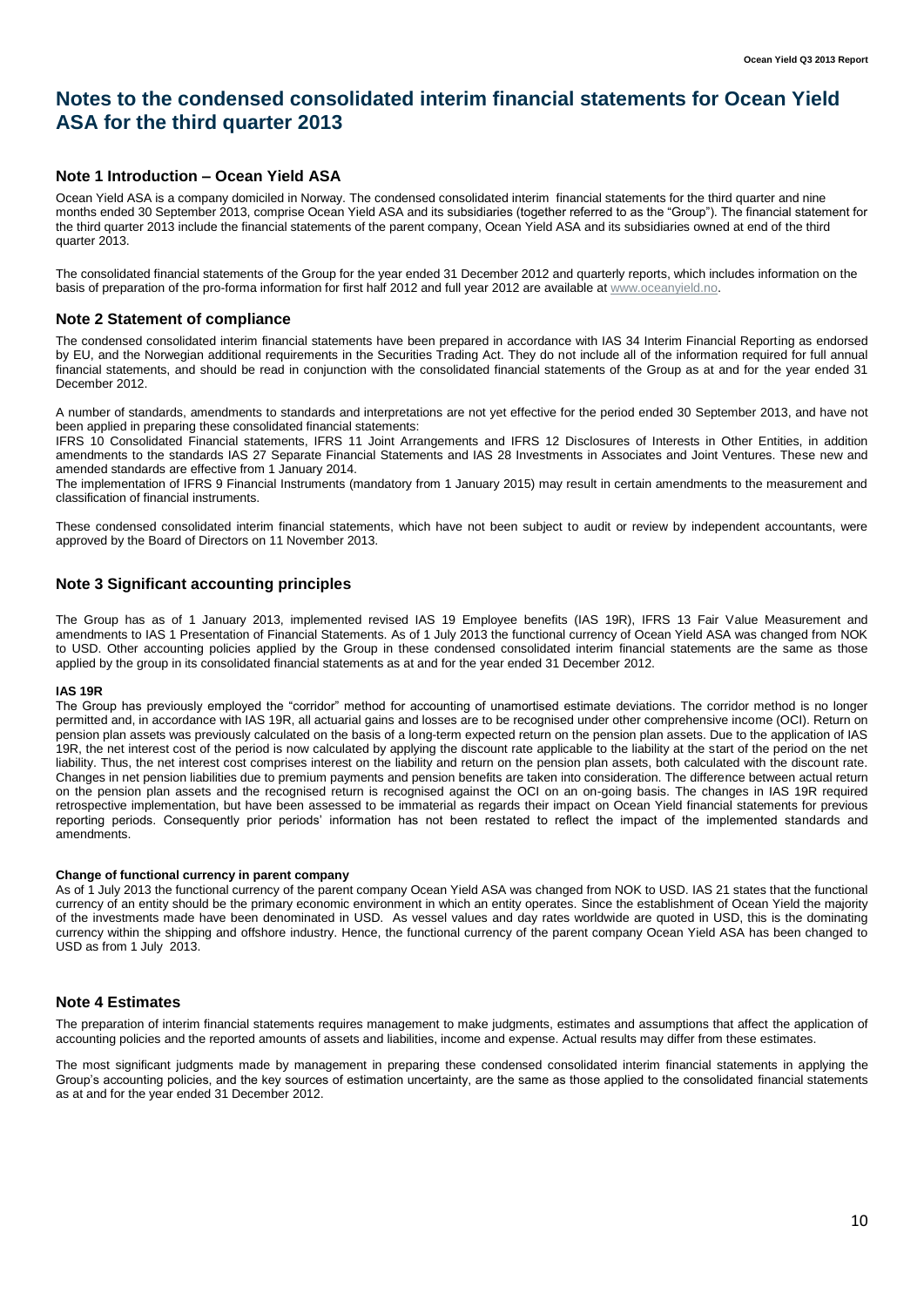# Notes to the condensed consolidated interim financial statements for Ocean Yield ASA for the third quarter 2013

## Note 1 Introduction – Ocean Yield ASA

Ocean Yield ASA is a company domiciled in Norway. The condensed consolidated interim financial statements for the third quarter and nine months ended 30 September 2013, comprise Ocean Yield ASA and its subsidiaries (together referred to as the "Group"). The financial statement for the third quarter 2013 include the financial statements of the parent company, Ocean Yield ASA and its subsidiaries owned at end of the third quarter 2013.

The consolidated financial statements of the Group for the year ended 31 December 2012 and quarterly reports, which includes information on the basis of preparation of the pro-forma information for first half 2012 and full year 2012 are available at www.oceanyield.no.

## Note 2 Statement of compliance

The condensed consolidated interim financial statements have been prepared in accordance with IAS 34 Interim Financial Reporting as endorsed by EU, and the Norwegian additional requirements in the Securities Trading Act. They do not include all of the information required for full annual financial statements, and should be read in conjunction with the consolidated financial statements of the Group as at and for the year ended 31 December 2012.

A number of standards, amendments to standards and interpretations are not yet effective for the period ended 30 September 2013, and have not been applied in preparing these consolidated financial statements:
IFRS 10 Consolidated Financial statements, IFRS 11 Joint Arrangements and IFRS 12 Disclosures of Interests in Other Entities, in addition amendments to the standards IAS 27 Separate Financial Statements and IAS 28 Investments in Associates and Joint Ventures. These new and amended standards are effective from 1 January 2014.
The implementation of IFRS 9 Financial Instruments (mandatory from 1 January 2015) may result in certain amendments to the measurement and classification of financial instruments.

These condensed consolidated interim financial statements, which have not been subject to audit or review by independent accountants, were approved by the Board of Directors on 11 November 2013.

## Note 3 Significant accounting principles

The Group has as of 1 January 2013, implemented revised IAS 19 Employee benefits (IAS 19R), IFRS 13 Fair Value Measurement and amendments to IAS 1 Presentation of Financial Statements. As of 1 July 2013 the functional currency of Ocean Yield ASA was changed from NOK to USD. Other accounting policies applied by the Group in these condensed consolidated interim financial statements are the same as those applied by the group in its consolidated financial statements as at and for the year ended 31 December 2012.

**IAS 19R**
The Group has previously employed the "corridor" method for accounting of unamortised estimate deviations. The corridor method is no longer permitted and, in accordance with IAS 19R, all actuarial gains and losses are to be recognised under other comprehensive income (OCI). Return on pension plan assets was previously calculated on the basis of a long-term expected return on the pension plan assets. Due to the application of IAS 19R, the net interest cost of the period is now calculated by applying the discount rate applicable to the liability at the start of the period on the net liability. Thus, the net interest cost comprises interest on the liability and return on the pension plan assets, both calculated with the discount rate. Changes in net pension liabilities due to premium payments and pension benefits are taken into consideration. The difference between actual return on the pension plan assets and the recognised return is recognised against the OCI on an on-going basis. The changes in IAS 19R required retrospective implementation, but have been assessed to be immaterial as regards their impact on Ocean Yield financial statements for previous reporting periods. Consequently prior periods' information has not been restated to reflect the impact of the implemented standards and amendments.

**Change of functional currency in parent company**
As of 1 July 2013 the functional currency of the parent company Ocean Yield ASA was changed from NOK to USD. IAS 21 states that the functional currency of an entity should be the primary economic environment in which an entity operates. Since the establishment of Ocean Yield the majority of the investments made have been denominated in USD. As vessel values and day rates worldwide are quoted in USD, this is the dominating currency within the shipping and offshore industry. Hence, the functional currency of the parent company Ocean Yield ASA has been changed to USD as from 1 July 2013.

## Note 4 Estimates

The preparation of interim financial statements requires management to make judgments, estimates and assumptions that affect the application of accounting policies and the reported amounts of assets and liabilities, income and expense. Actual results may differ from these estimates.

The most significant judgments made by management in preparing these condensed consolidated interim financial statements in applying the Group's accounting policies, and the key sources of estimation uncertainty, are the same as those applied to the consolidated financial statements as at and for the year ended 31 December 2012.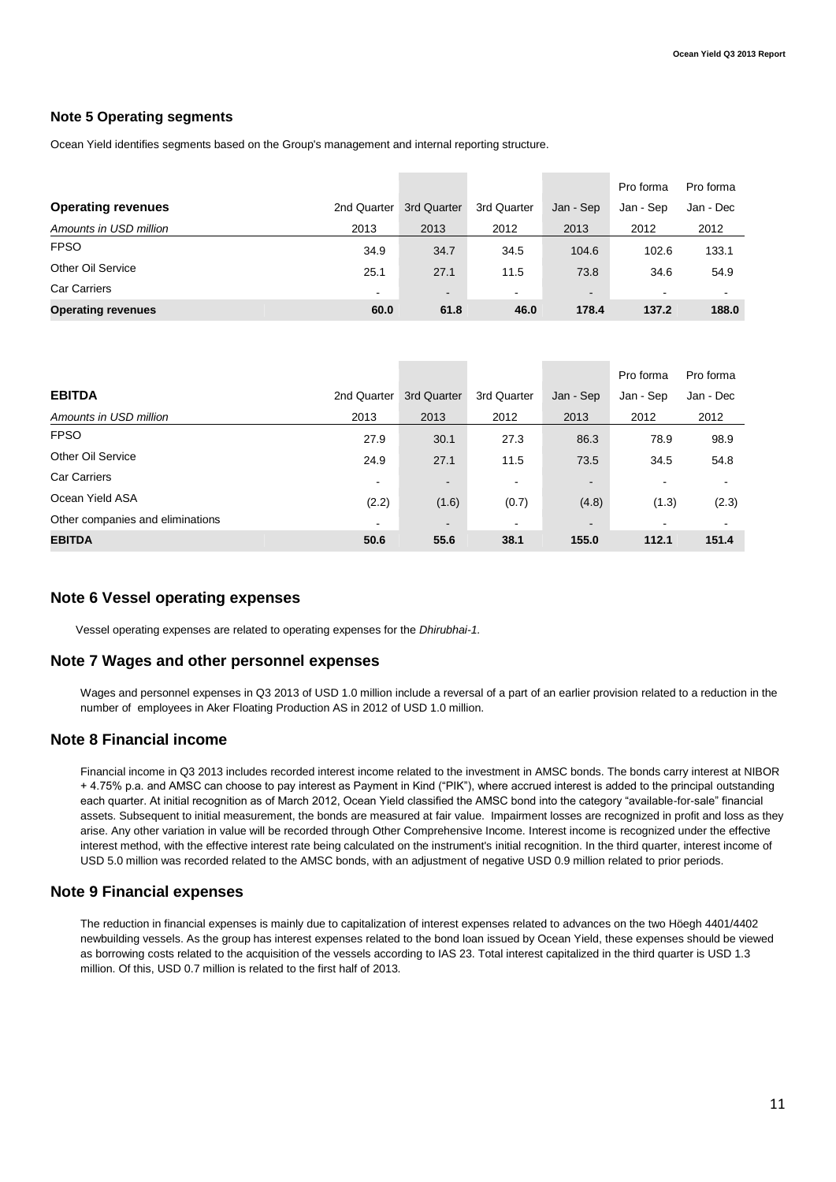## Note 5 Operating segments

Ocean Yield identifies segments based on the Group's management and internal reporting structure.

| **Operating revenues** | 2nd Quarter | 3rd Quarter | 3rd Quarter | Jan - Sep | Pro forma Jan - Sep | Pro forma Jan - Dec |
|---|---|---|---|---|---|---|
| *Amounts in USD million* | 2013 | 2013 | 2012 | 2013 | 2012 | 2012 |
| FPSO | 34.9 | 34.7 | 34.5 | 104.6 | 102.6 | 133.1 |
| Other Oil Service | 25.1 | 27.1 | 11.5 | 73.8 | 34.6 | 54.9 |
| Car Carriers | - | - | - | - | - | - |
| **Operating revenues** | **60.0** | **61.8** | **46.0** | **178.4** | **137.2** | **188.0** |

| **EBITDA** | 2nd Quarter | 3rd Quarter | 3rd Quarter | Jan - Sep | Pro forma Jan - Sep | Pro forma Jan - Dec |
|---|---|---|---|---|---|---|
| *Amounts in USD million* | 2013 | 2013 | 2012 | 2013 | 2012 | 2012 |
| FPSO | 27.9 | 30.1 | 27.3 | 86.3 | 78.9 | 98.9 |
| Other Oil Service | 24.9 | 27.1 | 11.5 | 73.5 | 34.5 | 54.8 |
| Car Carriers | - | - | - | - | - | - |
| Ocean Yield ASA | (2.2) | (1.6) | (0.7) | (4.8) | (1.3) | (2.3) |
| Other companies and eliminations | - | - | - | - | - | - |
| **EBITDA** | **50.6** | **55.6** | **38.1** | **155.0** | **112.1** | **151.4** |

## Note 6 Vessel operating expenses

Vessel operating expenses are related to operating expenses for the *Dhirubhai-1*.

## Note 7 Wages and other personnel expenses

Wages and personnel expenses in Q3 2013 of USD 1.0 million include a reversal of a part of an earlier provision related to a reduction in the number of employees in Aker Floating Production AS in 2012 of USD 1.0 million.

## Note 8 Financial income

Financial income in Q3 2013 includes recorded interest income related to the investment in AMSC bonds. The bonds carry interest at NIBOR + 4.75% p.a. and AMSC can choose to pay interest as Payment in Kind ("PIK"), where accrued interest is added to the principal outstanding each quarter. At initial recognition as of March 2012, Ocean Yield classified the AMSC bond into the category "available-for-sale" financial assets. Subsequent to initial measurement, the bonds are measured at fair value. Impairment losses are recognized in profit and loss as they arise. Any other variation in value will be recorded through Other Comprehensive Income. Interest income is recognized under the effective interest method, with the effective interest rate being calculated on the instrument's initial recognition. In the third quarter, interest income of USD 5.0 million was recorded related to the AMSC bonds, with an adjustment of negative USD 0.9 million related to prior periods.

## Note 9 Financial expenses

The reduction in financial expenses is mainly due to capitalization of interest expenses related to advances on the two Höegh 4401/4402 newbuilding vessels. As the group has interest expenses related to the bond loan issued by Ocean Yield, these expenses should be viewed as borrowing costs related to the acquisition of the vessels according to IAS 23. Total interest capitalized in the third quarter is USD 1.3 million. Of this, USD 0.7 million is related to the first half of 2013.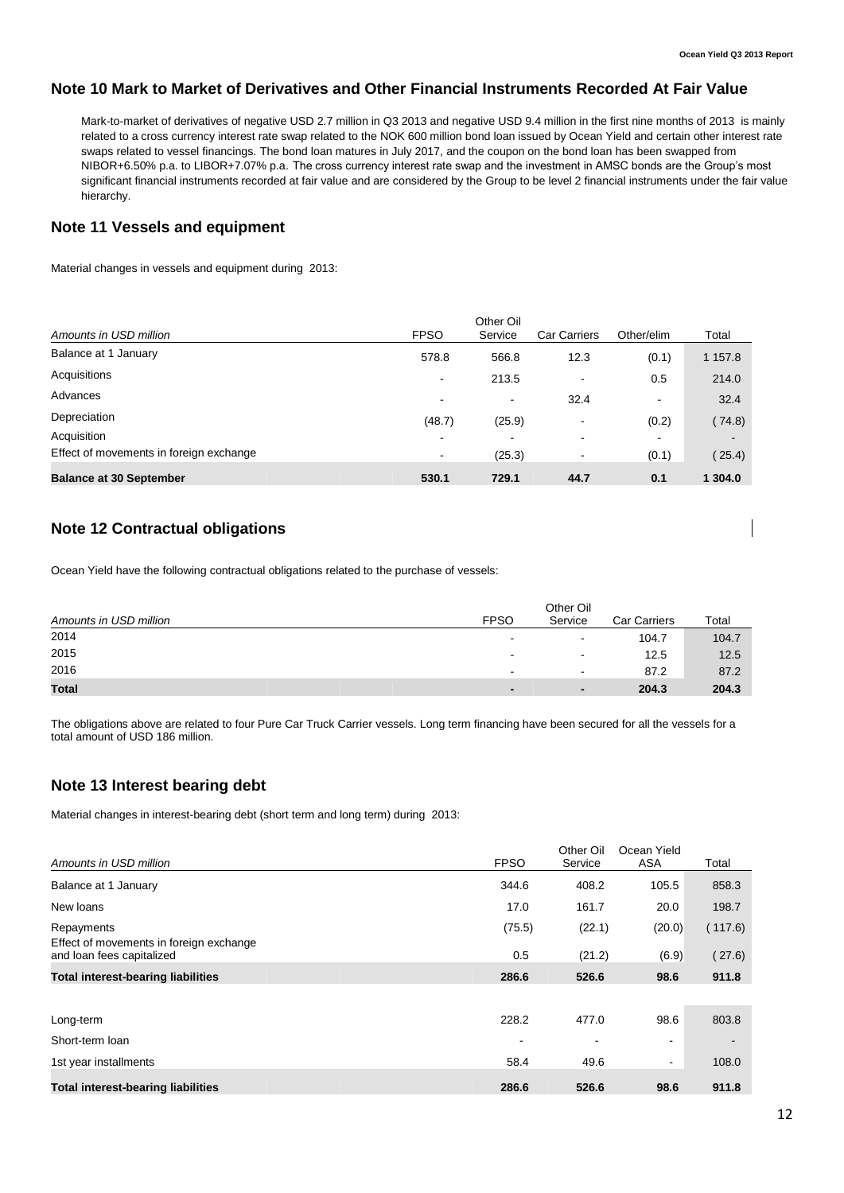## Note 10 Mark to Market of Derivatives and Other Financial Instruments Recorded At Fair Value

Mark-to-market of derivatives of negative USD 2.7 million in Q3 2013 and negative USD 9.4 million in the first nine months of 2013 is mainly related to a cross currency interest rate swap related to the NOK 600 million bond loan issued by Ocean Yield and certain other interest rate swaps related to vessel financings. The bond loan matures in July 2017, and the coupon on the bond loan has been swapped from NIBOR+6.50% p.a. to LIBOR+7.07% p.a. The cross currency interest rate swap and the investment in AMSC bonds are the Group's most significant financial instruments recorded at fair value and are considered by the Group to be level 2 financial instruments under the fair value hierarchy.

## Note 11 Vessels and equipment

Material changes in vessels and equipment during 2013:

| *Amounts in USD million* | FPSO | Other Oil Service | Car Carriers | Other/elim | Total |
|---|---|---|---|---|---|
| Balance at 1 January | 578.8 | 566.8 | 12.3 | (0.1) | 1 157.8 |
| Acquisitions | - | 213.5 | - | 0.5 | 214.0 |
| Advances | - | - | 32.4 | - | 32.4 |
| Depreciation | (48.7) | (25.9) | - | (0.2) | ( 74.8) |
| Acquisition | - | - | - | - | - |
| Effect of movements in foreign exchange | - | (25.3) | - | (0.1) | ( 25.4) |
| **Balance at 30 September** | **530.1** | **729.1** | **44.7** | **0.1** | **1 304.0** |

## Note 12 Contractual obligations

Ocean Yield have the following contractual obligations related to the purchase of vessels:

| *Amounts in USD million* | FPSO | Other Oil Service | Car Carriers | Total |
|---|---|---|---|---|
| 2014 | - | - | 104.7 | 104.7 |
| 2015 | - | - | 12.5 | 12.5 |
| 2016 | - | - | 87.2 | 87.2 |
| **Total** | **-** | **-** | **204.3** | **204.3** |

The obligations above are related to four Pure Car Truck Carrier vessels. Long term financing have been secured for all the vessels for a total amount of USD 186 million.

## Note 13 Interest bearing debt

Material changes in interest-bearing debt (short term and long term) during 2013:

| *Amounts in USD million* | FPSO | Other Oil Service | Ocean Yield ASA | Total |
|---|---|---|---|---|
| Balance at 1 January | 344.6 | 408.2 | 105.5 | 858.3 |
| New loans | 17.0 | 161.7 | 20.0 | 198.7 |
| Repayments | (75.5) | (22.1) | (20.0) | ( 117.6) |
| Effect of movements in foreign exchange and loan fees capitalized | 0.5 | (21.2) | (6.9) | ( 27.6) |
| **Total interest-bearing liabilities** | **286.6** | **526.6** | **98.6** | **911.8** |
| | | | | |
| Long-term | 228.2 | 477.0 | 98.6 | 803.8 |
| Short-term loan | - | - | - | - |
| 1st year installments | 58.4 | 49.6 | - | 108.0 |
| **Total interest-bearing liabilities** | **286.6** | **526.6** | **98.6** | **911.8** |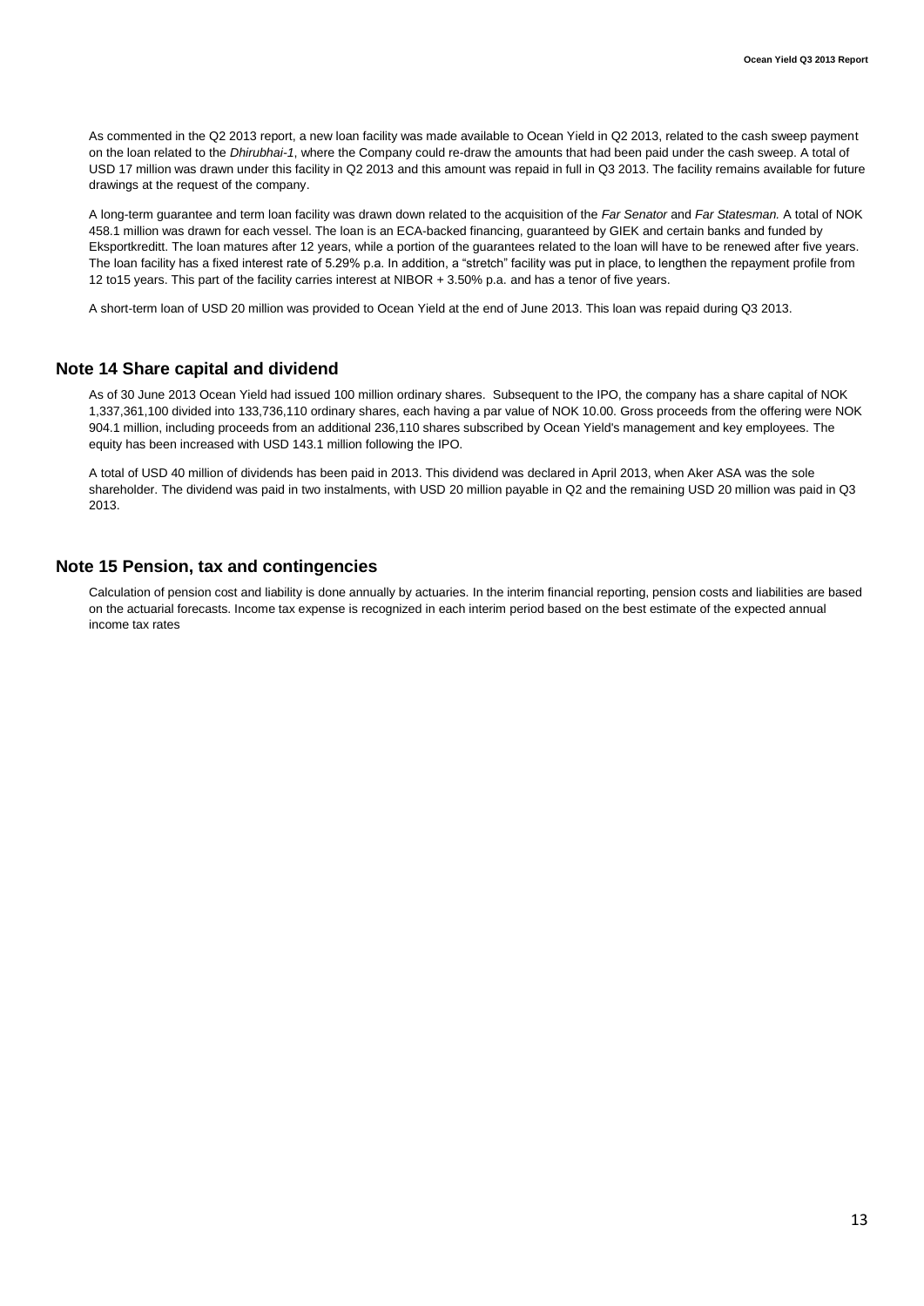As commented in the Q2 2013 report, a new loan facility was made available to Ocean Yield in Q2 2013, related to the cash sweep payment on the loan related to the *Dhirubhai-1*, where the Company could re-draw the amounts that had been paid under the cash sweep. A total of USD 17 million was drawn under this facility in Q2 2013 and this amount was repaid in full in Q3 2013. The facility remains available for future drawings at the request of the company.

A long-term guarantee and term loan facility was drawn down related to the acquisition of the *Far Senator* and *Far Statesman.* A total of NOK 458.1 million was drawn for each vessel. The loan is an ECA-backed financing, guaranteed by GIEK and certain banks and funded by Eksportkreditt. The loan matures after 12 years, while a portion of the guarantees related to the loan will have to be renewed after five years. The loan facility has a fixed interest rate of 5.29% p.a. In addition, a "stretch" facility was put in place, to lengthen the repayment profile from 12 to15 years. This part of the facility carries interest at NIBOR + 3.50% p.a. and has a tenor of five years.

A short-term loan of USD 20 million was provided to Ocean Yield at the end of June 2013. This loan was repaid during Q3 2013.

## Note 14 Share capital and dividend

As of 30 June 2013 Ocean Yield had issued 100 million ordinary shares. Subsequent to the IPO, the company has a share capital of NOK 1,337,361,100 divided into 133,736,110 ordinary shares, each having a par value of NOK 10.00. Gross proceeds from the offering were NOK 904.1 million, including proceeds from an additional 236,110 shares subscribed by Ocean Yield's management and key employees. The equity has been increased with USD 143.1 million following the IPO.

A total of USD 40 million of dividends has been paid in 2013. This dividend was declared in April 2013, when Aker ASA was the sole shareholder. The dividend was paid in two instalments, with USD 20 million payable in Q2 and the remaining USD 20 million was paid in Q3 2013.

## Note 15 Pension, tax and contingencies

Calculation of pension cost and liability is done annually by actuaries. In the interim financial reporting, pension costs and liabilities are based on the actuarial forecasts. Income tax expense is recognized in each interim period based on the best estimate of the expected annual income tax rates